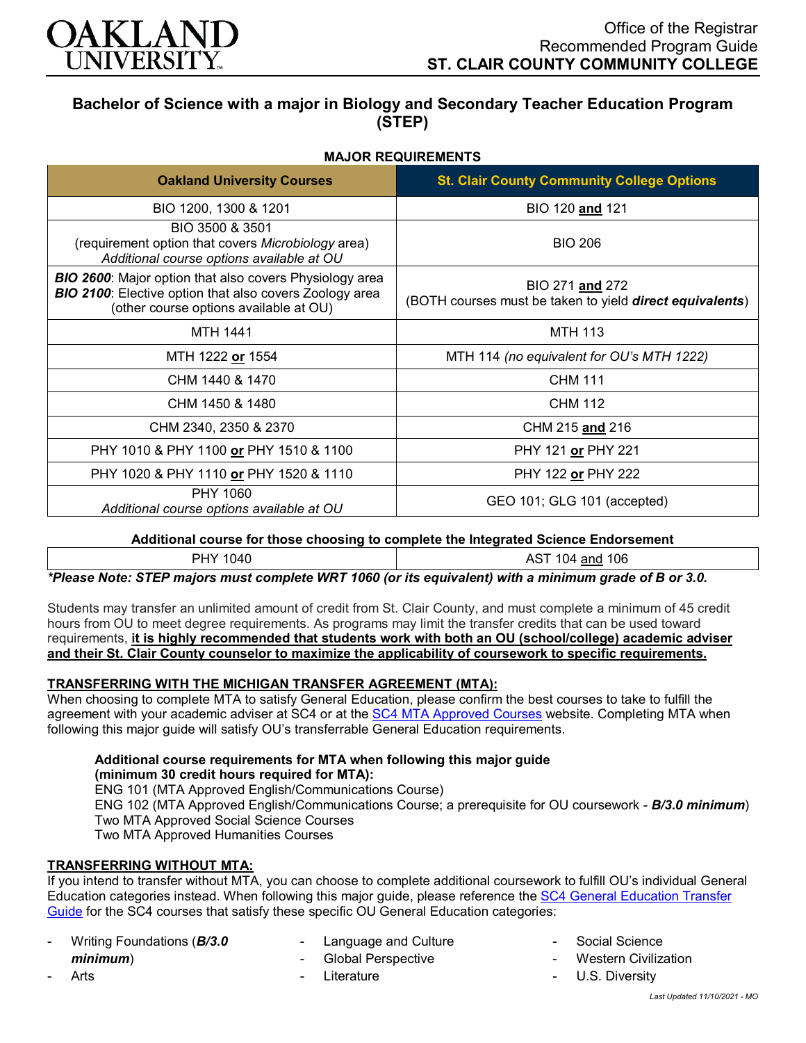OAKLAND UNIVERSITY

Office of the Registrar
Recommended Program Guide
**ST. CLAIR COUNTY COMMUNITY COLLEGE**

## Bachelor of Science with a major in Biology and Secondary Teacher Education Program (STEP)

**MAJOR REQUIREMENTS**

| Oakland University Courses | St. Clair County Community College Options |
|---|---|
| BIO 1200, 1300 & 1201 | BIO 120 **and** 121 |
| BIO 3500 & 3501 (requirement option that covers *Microbiology* area) *Additional course options available at OU* | BIO 206 |
| ***BIO 2600***: Major option that also covers Physiology area ***BIO 2100***: Elective option that also covers Zoology area (other course options available at OU) | BIO 271 **and** 272 (BOTH courses must be taken to yield ***direct equivalents***) |
| MTH 1441 | MTH 113 |
| MTH 1222 **or** 1554 | MTH 114 *(no equivalent for OU's MTH 1222)* |
| CHM 1440 & 1470 | CHM 111 |
| CHM 1450 & 1480 | CHM 112 |
| CHM 2340, 2350 & 2370 | CHM 215 **and** 216 |
| PHY 1010 & PHY 1100 **or** PHY 1510 & 1100 | PHY 121 **or** PHY 221 |
| PHY 1020 & PHY 1110 **or** PHY 1520 & 1110 | PHY 122 **or** PHY 222 |
| PHY 1060 *Additional course options available at OU* | GEO 101; GLG 101 (accepted) |

**Additional course for those choosing to complete the Integrated Science Endorsement**

| | |
|---|---|
| PHY 1040 | AST 104 and 106 |

***\*Please Note: STEP majors must complete WRT 1060 (or its equivalent) with a minimum grade of B or 3.0.***

Students may transfer an unlimited amount of credit from St. Clair County, and must complete a minimum of 45 credit hours from OU to meet degree requirements. As programs may limit the transfer credits that can be used toward requirements, **it is highly recommended that students work with both an OU (school/college) academic adviser and their St. Clair County counselor to maximize the applicability of coursework to specific requirements.**

### TRANSFERRING WITH THE MICHIGAN TRANSFER AGREEMENT (MTA):

When choosing to complete MTA to satisfy General Education, please confirm the best courses to take to fulfill the agreement with your academic adviser at SC4 or at the SC4 MTA Approved Courses website. Completing MTA when following this major guide will satisfy OU's transferrable General Education requirements.

**Additional course requirements for MTA when following this major guide (minimum 30 credit hours required for MTA):**
ENG 101 (MTA Approved English/Communications Course)
ENG 102 (MTA Approved English/Communications Course; a prerequisite for OU coursework - ***B/3.0 minimum***)
Two MTA Approved Social Science Courses
Two MTA Approved Humanities Courses

### TRANSFERRING WITHOUT MTA:

If you intend to transfer without MTA, you can choose to complete additional coursework to fulfill OU's individual General Education categories instead. When following this major guide, please reference the SC4 General Education Transfer Guide for the SC4 courses that satisfy these specific OU General Education categories:

- Writing Foundations (***B/3.0 minimum***)
- Arts
- Language and Culture
- Global Perspective
- Literature
- Social Science
- Western Civilization
- U.S. Diversity

*Last Updated 11/10/2021 - MO*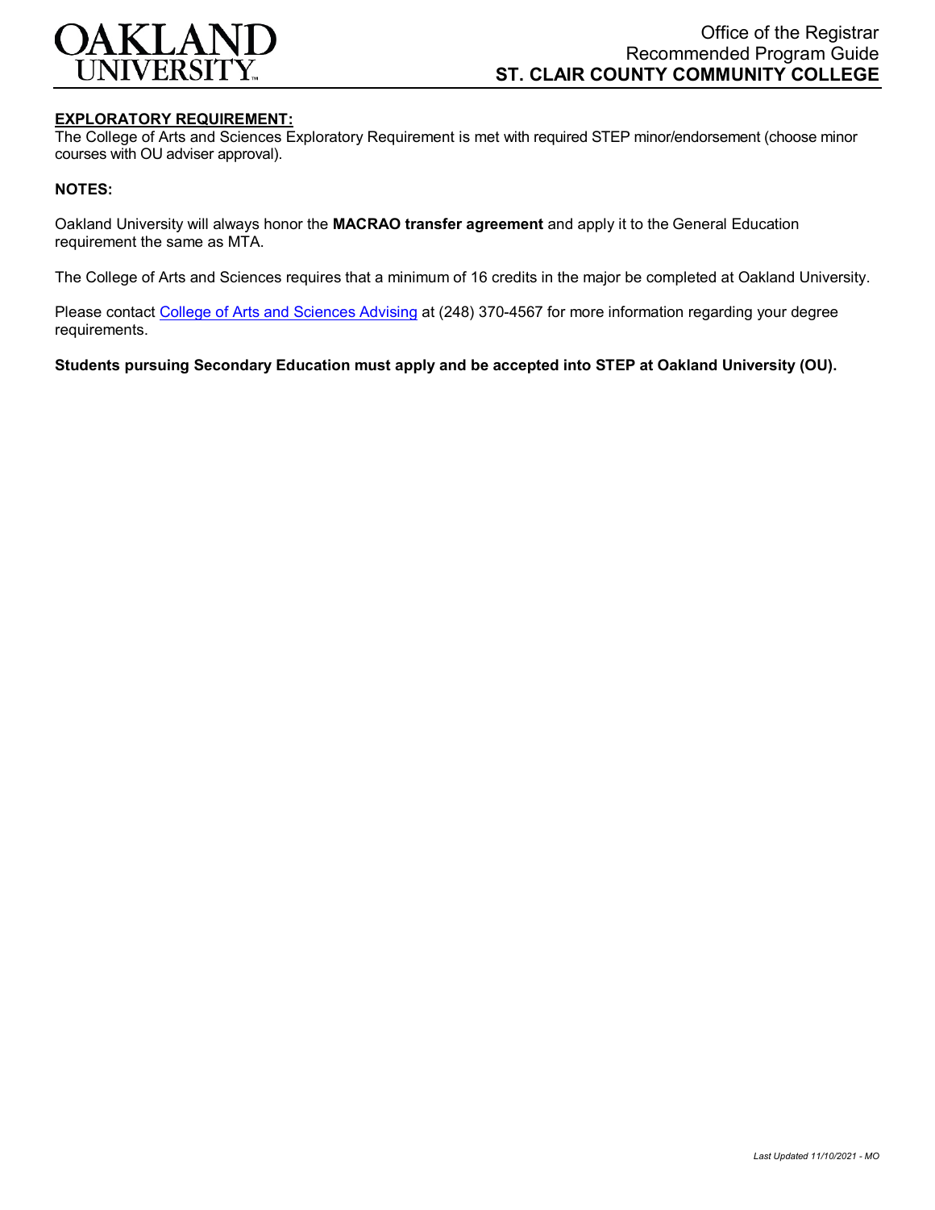**EXPLORATORY REQUIREMENT:**
The College of Arts and Sciences Exploratory Requirement is met with required STEP minor/endorsement (choose minor courses with OU adviser approval).

**NOTES:**

Oakland University will always honor the **MACRAO transfer agreement** and apply it to the General Education requirement the same as MTA.

The College of Arts and Sciences requires that a minimum of 16 credits in the major be completed at Oakland University.

Please contact College of Arts and Sciences Advising at (248) 370-4567 for more information regarding your degree requirements.

**Students pursuing Secondary Education must apply and be accepted into STEP at Oakland University (OU).**

*Last Updated 11/10/2021 - MO*